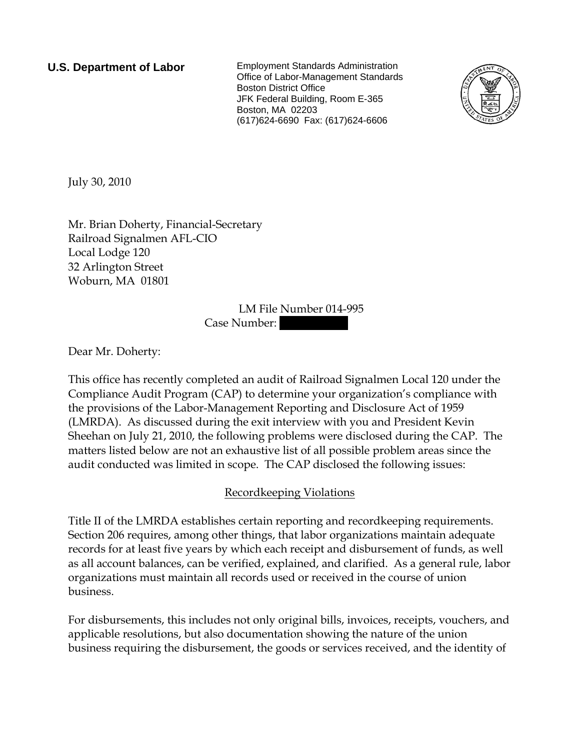**U.S. Department of Labor**

Employment Standards Administration
Office of Labor-Management Standards
Boston District Office
JFK Federal Building, Room E-365
Boston, MA 02203
(617)624-6690 Fax: (617)624-6606

July 30, 2010

Mr. Brian Doherty, Financial-Secretary
Railroad Signalmen AFL-CIO
Local Lodge 120
32 Arlington Street
Woburn, MA 01801

LM File Number 014-995
Case Number:

Dear Mr. Doherty:

This office has recently completed an audit of Railroad Signalmen Local 120 under the Compliance Audit Program (CAP) to determine your organization's compliance with the provisions of the Labor-Management Reporting and Disclosure Act of 1959 (LMRDA). As discussed during the exit interview with you and President Kevin Sheehan on July 21, 2010, the following problems were disclosed during the CAP. The matters listed below are not an exhaustive list of all possible problem areas since the audit conducted was limited in scope. The CAP disclosed the following issues:

## Recordkeeping Violations

Title II of the LMRDA establishes certain reporting and recordkeeping requirements. Section 206 requires, among other things, that labor organizations maintain adequate records for at least five years by which each receipt and disbursement of funds, as well as all account balances, can be verified, explained, and clarified. As a general rule, labor organizations must maintain all records used or received in the course of union business.

For disbursements, this includes not only original bills, invoices, receipts, vouchers, and applicable resolutions, but also documentation showing the nature of the union business requiring the disbursement, the goods or services received, and the identity of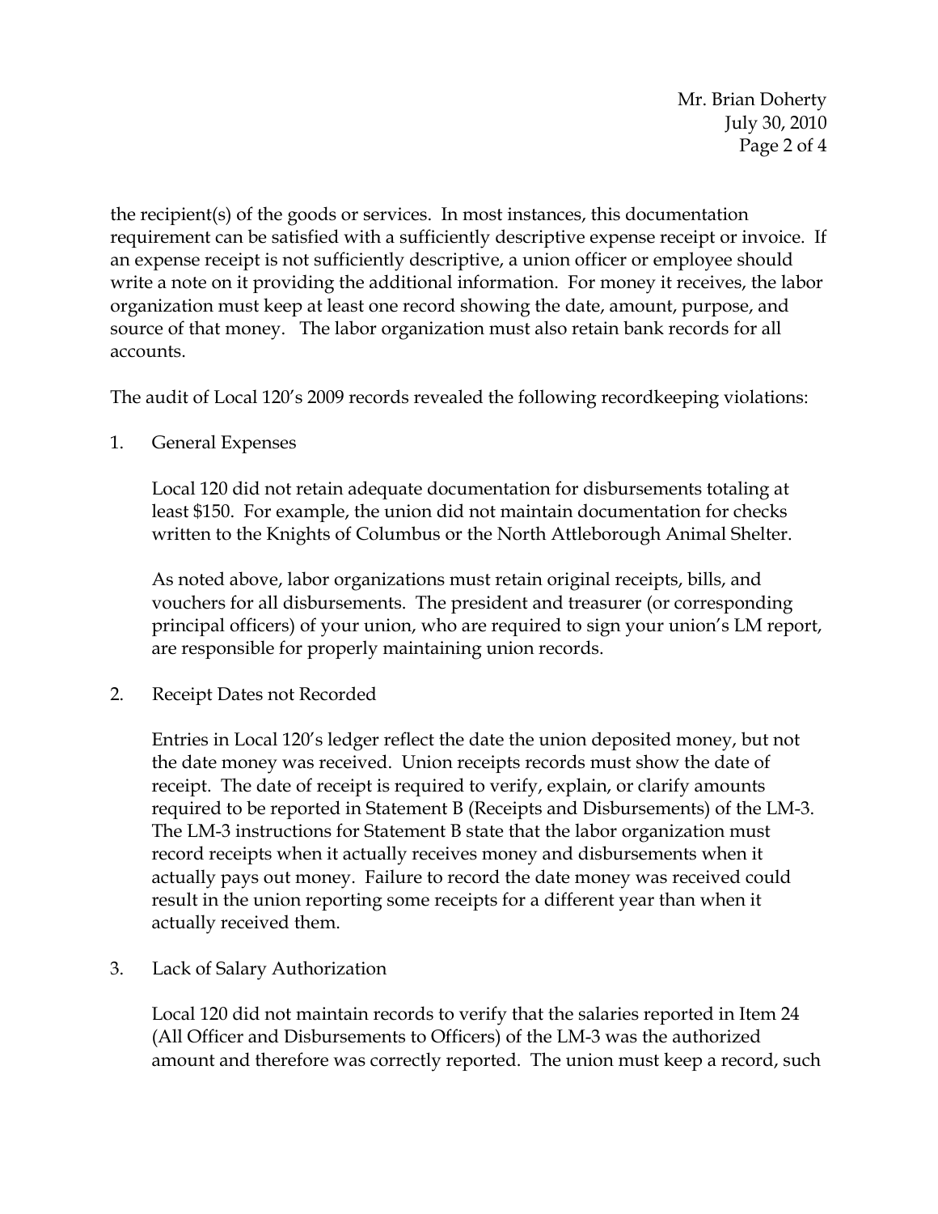the recipient(s) of the goods or services. In most instances, this documentation requirement can be satisfied with a sufficiently descriptive expense receipt or invoice. If an expense receipt is not sufficiently descriptive, a union officer or employee should write a note on it providing the additional information. For money it receives, the labor organization must keep at least one record showing the date, amount, purpose, and source of that money. The labor organization must also retain bank records for all accounts.

The audit of Local 120's 2009 records revealed the following recordkeeping violations:

1. General Expenses

   Local 120 did not retain adequate documentation for disbursements totaling at least $150. For example, the union did not maintain documentation for checks written to the Knights of Columbus or the North Attleborough Animal Shelter.

   As noted above, labor organizations must retain original receipts, bills, and vouchers for all disbursements. The president and treasurer (or corresponding principal officers) of your union, who are required to sign your union's LM report, are responsible for properly maintaining union records.

2. Receipt Dates not Recorded

   Entries in Local 120's ledger reflect the date the union deposited money, but not the date money was received. Union receipts records must show the date of receipt. The date of receipt is required to verify, explain, or clarify amounts required to be reported in Statement B (Receipts and Disbursements) of the LM-3. The LM-3 instructions for Statement B state that the labor organization must record receipts when it actually receives money and disbursements when it actually pays out money. Failure to record the date money was received could result in the union reporting some receipts for a different year than when it actually received them.

3. Lack of Salary Authorization

   Local 120 did not maintain records to verify that the salaries reported in Item 24 (All Officer and Disbursements to Officers) of the LM-3 was the authorized amount and therefore was correctly reported. The union must keep a record, such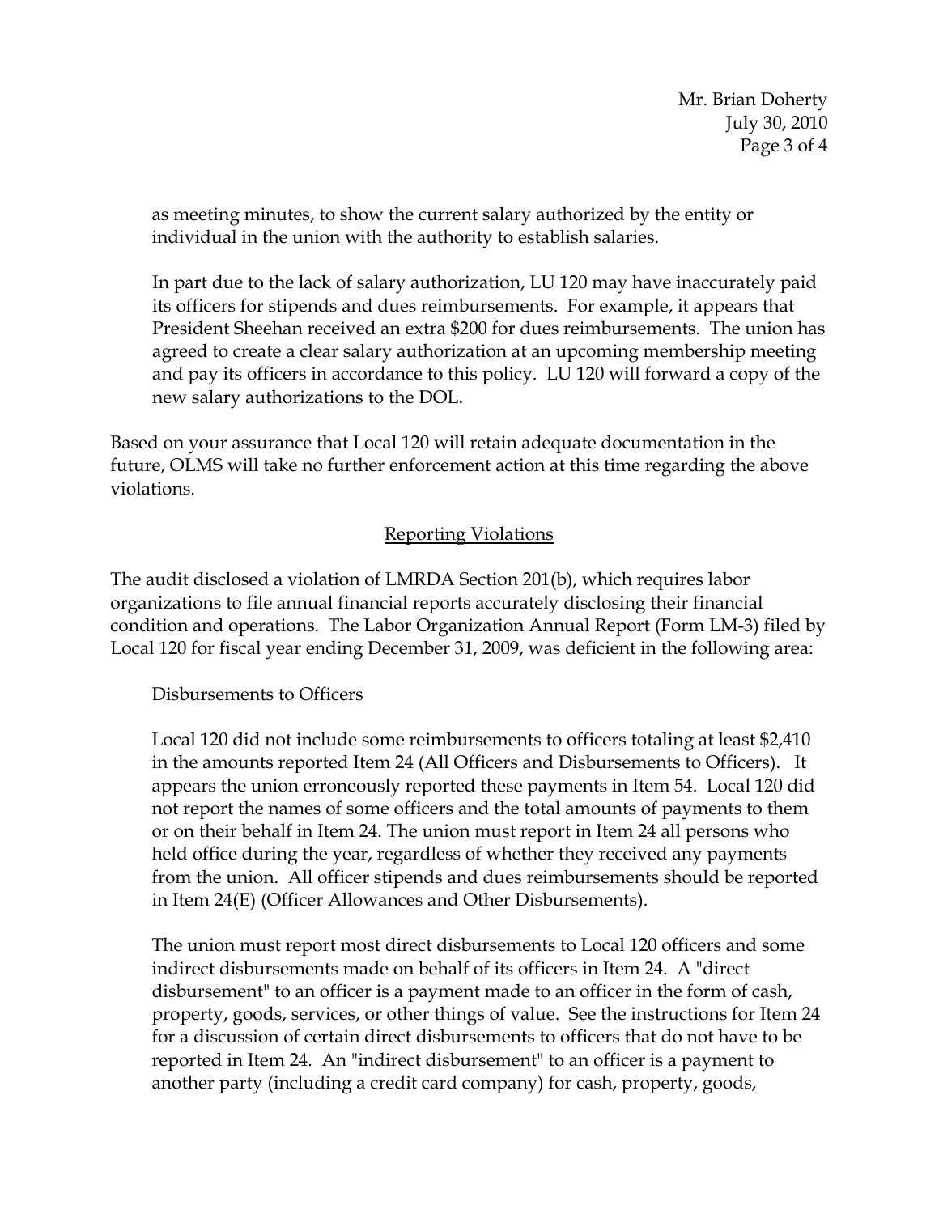as meeting minutes, to show the current salary authorized by the entity or individual in the union with the authority to establish salaries.

In part due to the lack of salary authorization, LU 120 may have inaccurately paid its officers for stipends and dues reimbursements. For example, it appears that President Sheehan received an extra $200 for dues reimbursements. The union has agreed to create a clear salary authorization at an upcoming membership meeting and pay its officers in accordance to this policy. LU 120 will forward a copy of the new salary authorizations to the DOL.

Based on your assurance that Local 120 will retain adequate documentation in the future, OLMS will take no further enforcement action at this time regarding the above violations.

## Reporting Violations

The audit disclosed a violation of LMRDA Section 201(b), which requires labor organizations to file annual financial reports accurately disclosing their financial condition and operations. The Labor Organization Annual Report (Form LM-3) filed by Local 120 for fiscal year ending December 31, 2009, was deficient in the following area:

Disbursements to Officers

Local 120 did not include some reimbursements to officers totaling at least $2,410 in the amounts reported Item 24 (All Officers and Disbursements to Officers). It appears the union erroneously reported these payments in Item 54. Local 120 did not report the names of some officers and the total amounts of payments to them or on their behalf in Item 24. The union must report in Item 24 all persons who held office during the year, regardless of whether they received any payments from the union. All officer stipends and dues reimbursements should be reported in Item 24(E) (Officer Allowances and Other Disbursements).

The union must report most direct disbursements to Local 120 officers and some indirect disbursements made on behalf of its officers in Item 24. A "direct disbursement" to an officer is a payment made to an officer in the form of cash, property, goods, services, or other things of value. See the instructions for Item 24 for a discussion of certain direct disbursements to officers that do not have to be reported in Item 24. An "indirect disbursement" to an officer is a payment to another party (including a credit card company) for cash, property, goods,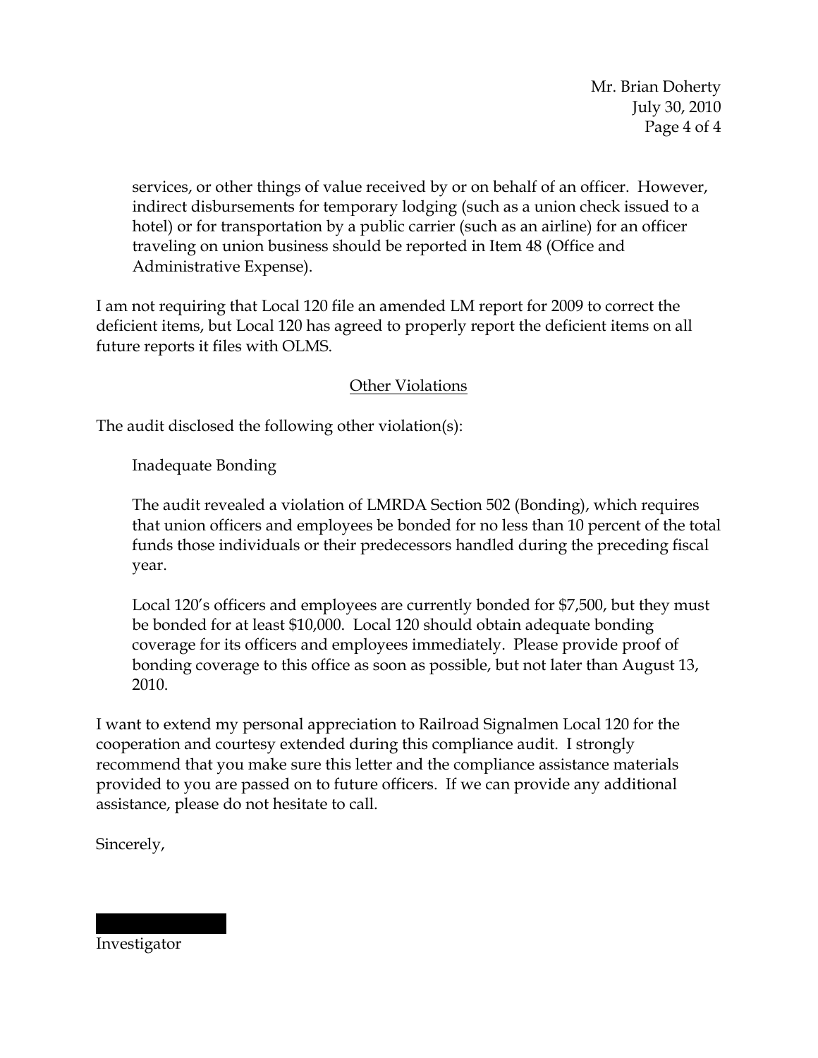services, or other things of value received by or on behalf of an officer. However, indirect disbursements for temporary lodging (such as a union check issued to a hotel) or for transportation by a public carrier (such as an airline) for an officer traveling on union business should be reported in Item 48 (Office and Administrative Expense).

I am not requiring that Local 120 file an amended LM report for 2009 to correct the deficient items, but Local 120 has agreed to properly report the deficient items on all future reports it files with OLMS.

## Other Violations

The audit disclosed the following other violation(s):

Inadequate Bonding

The audit revealed a violation of LMRDA Section 502 (Bonding), which requires that union officers and employees be bonded for no less than 10 percent of the total funds those individuals or their predecessors handled during the preceding fiscal year.

Local 120's officers and employees are currently bonded for $7,500, but they must be bonded for at least $10,000. Local 120 should obtain adequate bonding coverage for its officers and employees immediately. Please provide proof of bonding coverage to this office as soon as possible, but not later than August 13, 2010.

I want to extend my personal appreciation to Railroad Signalmen Local 120 for the cooperation and courtesy extended during this compliance audit. I strongly recommend that you make sure this letter and the compliance assistance materials provided to you are passed on to future officers. If we can provide any additional assistance, please do not hesitate to call.

Sincerely,

Investigator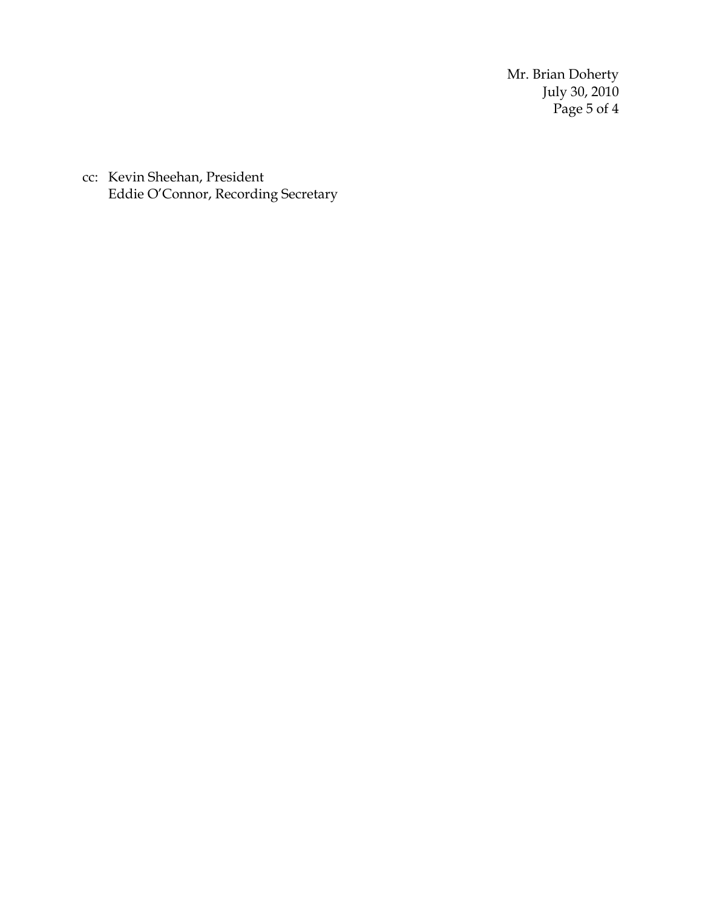cc: Kevin Sheehan, President
    Eddie O'Connor, Recording Secretary